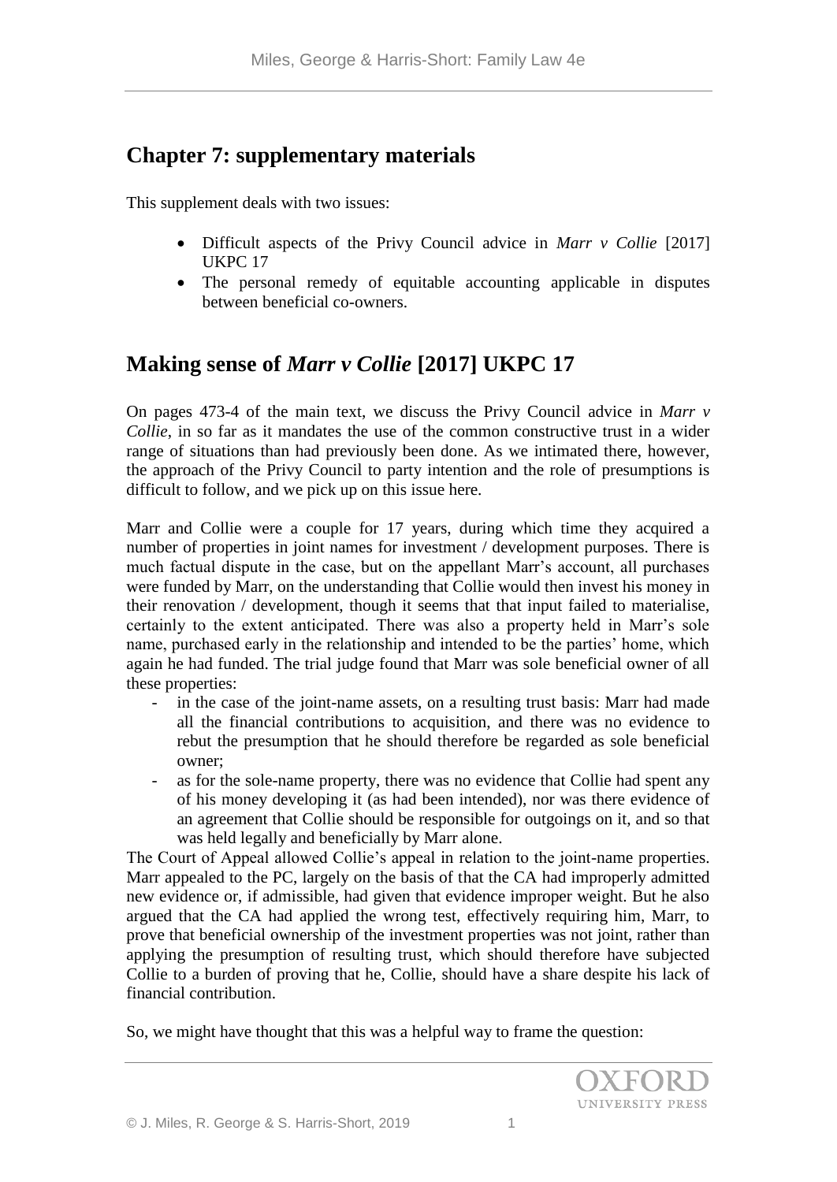## Chapter 7: supplementary materials

This supplement deals with two issues:

- Difficult aspects of the Privy Council advice in *Marr v Collie* [2017] UKPC 17
- The personal remedy of equitable accounting applicable in disputes between beneficial co-owners.

## Making sense of *Marr v Collie* [2017] UKPC 17

On pages 473-4 of the main text, we discuss the Privy Council advice in *Marr v Collie*, in so far as it mandates the use of the common constructive trust in a wider range of situations than had previously been done. As we intimated there, however, the approach of the Privy Council to party intention and the role of presumptions is difficult to follow, and we pick up on this issue here.

Marr and Collie were a couple for 17 years, during which time they acquired a number of properties in joint names for investment / development purposes. There is much factual dispute in the case, but on the appellant Marr's account, all purchases were funded by Marr, on the understanding that Collie would then invest his money in their renovation / development, though it seems that that input failed to materialise, certainly to the extent anticipated. There was also a property held in Marr's sole name, purchased early in the relationship and intended to be the parties' home, which again he had funded. The trial judge found that Marr was sole beneficial owner of all these properties:

- in the case of the joint-name assets, on a resulting trust basis: Marr had made all the financial contributions to acquisition, and there was no evidence to rebut the presumption that he should therefore be regarded as sole beneficial owner;
- as for the sole-name property, there was no evidence that Collie had spent any of his money developing it (as had been intended), nor was there evidence of an agreement that Collie should be responsible for outgoings on it, and so that was held legally and beneficially by Marr alone.

The Court of Appeal allowed Collie's appeal in relation to the joint-name properties. Marr appealed to the PC, largely on the basis of that the CA had improperly admitted new evidence or, if admissible, had given that evidence improper weight. But he also argued that the CA had applied the wrong test, effectively requiring him, Marr, to prove that beneficial ownership of the investment properties was not joint, rather than applying the presumption of resulting trust, which should therefore have subjected Collie to a burden of proving that he, Collie, should have a share despite his lack of financial contribution.

So, we might have thought that this was a helpful way to frame the question: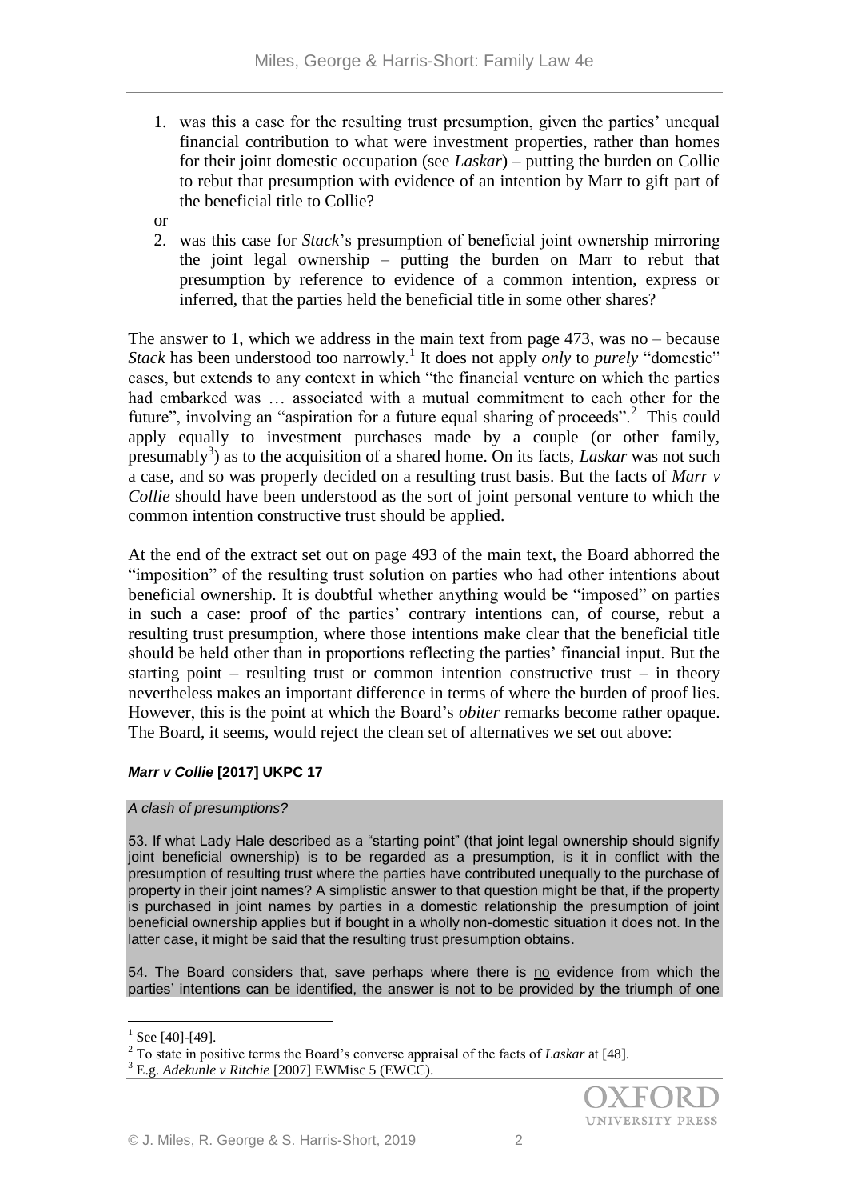1. was this a case for the resulting trust presumption, given the parties' unequal financial contribution to what were investment properties, rather than homes for their joint domestic occupation (see *Laskar*) – putting the burden on Collie to rebut that presumption with evidence of an intention by Marr to gift part of the beneficial title to Collie?

or

2. was this case for *Stack*'s presumption of beneficial joint ownership mirroring the joint legal ownership – putting the burden on Marr to rebut that presumption by reference to evidence of a common intention, express or inferred, that the parties held the beneficial title in some other shares?

The answer to 1, which we address in the main text from page 473, was no – because *Stack* has been understood too narrowly.[1] It does not apply *only* to *purely* "domestic" cases, but extends to any context in which "the financial venture on which the parties had embarked was … associated with a mutual commitment to each other for the future", involving an "aspiration for a future equal sharing of proceeds".[2] This could apply equally to investment purchases made by a couple (or other family, presumably[3]) as to the acquisition of a shared home. On its facts, *Laskar* was not such a case, and so was properly decided on a resulting trust basis. But the facts of *Marr v Collie* should have been understood as the sort of joint personal venture to which the common intention constructive trust should be applied.

At the end of the extract set out on page 493 of the main text, the Board abhorred the "imposition" of the resulting trust solution on parties who had other intentions about beneficial ownership. It is doubtful whether anything would be "imposed" on parties in such a case: proof of the parties' contrary intentions can, of course, rebut a resulting trust presumption, where those intentions make clear that the beneficial title should be held other than in proportions reflecting the parties' financial input. But the starting point – resulting trust or common intention constructive trust – in theory nevertheless makes an important difference in terms of where the burden of proof lies. However, this is the point at which the Board's *obiter* remarks become rather opaque. The Board, it seems, would reject the clean set of alternatives we set out above:

***Marr v Collie* [2017] UKPC 17**

*A clash of presumptions?*

53. If what Lady Hale described as a "starting point" (that joint legal ownership should signify joint beneficial ownership) is to be regarded as a presumption, is it in conflict with the presumption of resulting trust where the parties have contributed unequally to the purchase of property in their joint names? A simplistic answer to that question might be that, if the property is purchased in joint names by parties in a domestic relationship the presumption of joint beneficial ownership applies but if bought in a wholly non-domestic situation it does not. In the latter case, it might be said that the resulting trust presumption obtains.

54. The Board considers that, save perhaps where there is <u>no</u> evidence from which the parties' intentions can be identified, the answer is not to be provided by the triumph of one

---

[1] See [40]-[49].

[2] To state in positive terms the Board's converse appraisal of the facts of *Laskar* at [48].

[3] E.g. *Adekunle v Ritchie* [2007] EWMisc 5 (EWCC).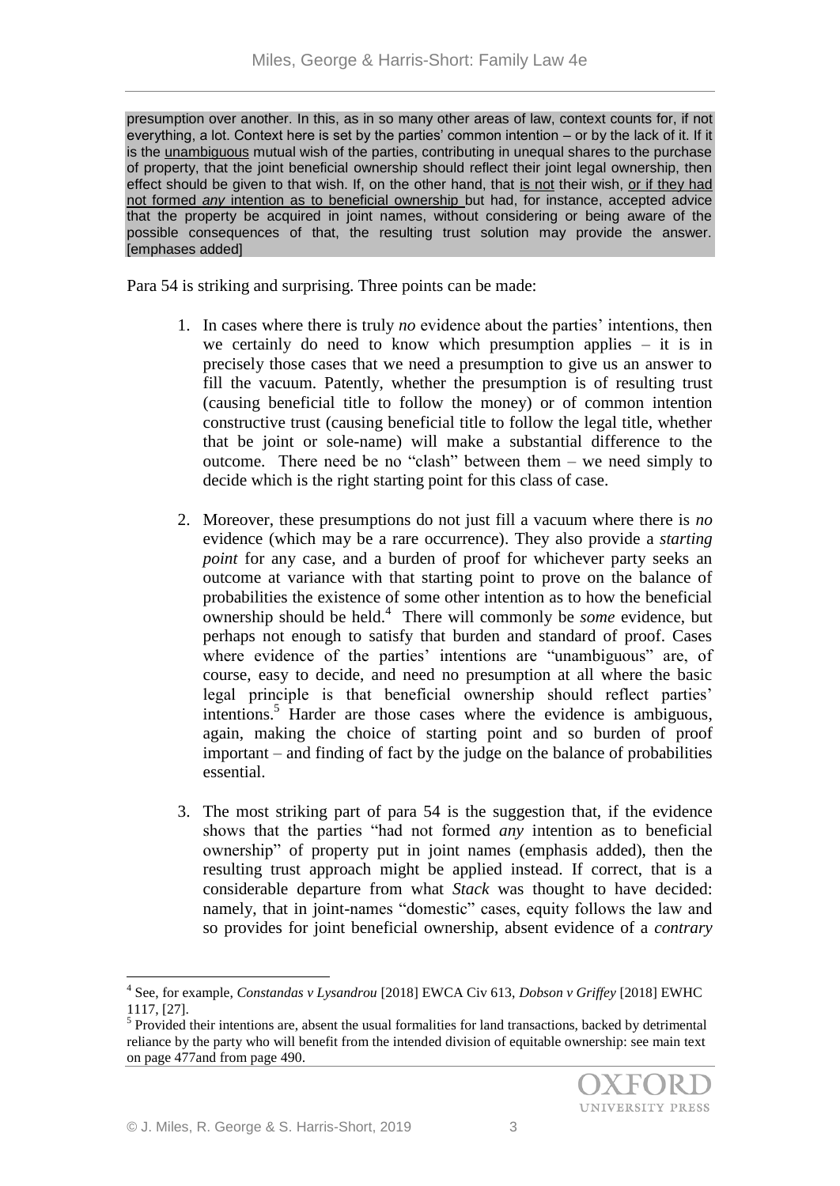presumption over another. In this, as in so many other areas of law, context counts for, if not everything, a lot. Context here is set by the parties' common intention – or by the lack of it. If it is the <u>unambiguous</u> mutual wish of the parties, contributing in unequal shares to the purchase of property, that the joint beneficial ownership should reflect their joint legal ownership, then effect should be given to that wish. If, on the other hand, that <u>is not</u> their wish, <u>or if they had not formed *any* intention as to beneficial ownership</u> but had, for instance, accepted advice that the property be acquired in joint names, without considering or being aware of the possible consequences of that, the resulting trust solution may provide the answer. [emphases added]

Para 54 is striking and surprising. Three points can be made:

1. In cases where there is truly *no* evidence about the parties' intentions, then we certainly do need to know which presumption applies – it is in precisely those cases that we need a presumption to give us an answer to fill the vacuum. Patently, whether the presumption is of resulting trust (causing beneficial title to follow the money) or of common intention constructive trust (causing beneficial title to follow the legal title, whether that be joint or sole-name) will make a substantial difference to the outcome. There need be no "clash" between them – we need simply to decide which is the right starting point for this class of case.

2. Moreover, these presumptions do not just fill a vacuum where there is *no* evidence (which may be a rare occurrence). They also provide a *starting point* for any case, and a burden of proof for whichever party seeks an outcome at variance with that starting point to prove on the balance of probabilities the existence of some other intention as to how the beneficial ownership should be held.[4] There will commonly be *some* evidence, but perhaps not enough to satisfy that burden and standard of proof. Cases where evidence of the parties' intentions are "unambiguous" are, of course, easy to decide, and need no presumption at all where the basic legal principle is that beneficial ownership should reflect parties' intentions.[5] Harder are those cases where the evidence is ambiguous, again, making the choice of starting point and so burden of proof important – and finding of fact by the judge on the balance of probabilities essential.

3. The most striking part of para 54 is the suggestion that, if the evidence shows that the parties "had not formed *any* intention as to beneficial ownership" of property put in joint names (emphasis added), then the resulting trust approach might be applied instead. If correct, that is a considerable departure from what *Stack* was thought to have decided: namely, that in joint-names "domestic" cases, equity follows the law and so provides for joint beneficial ownership, absent evidence of a *contrary*

---

[4] See, for example, *Constandas v Lysandrou* [2018] EWCA Civ 613, *Dobson v Griffey* [2018] EWHC 1117, [27].

[5] Provided their intentions are, absent the usual formalities for land transactions, backed by detrimental reliance by the party who will benefit from the intended division of equitable ownership: see main text on page 477and from page 490.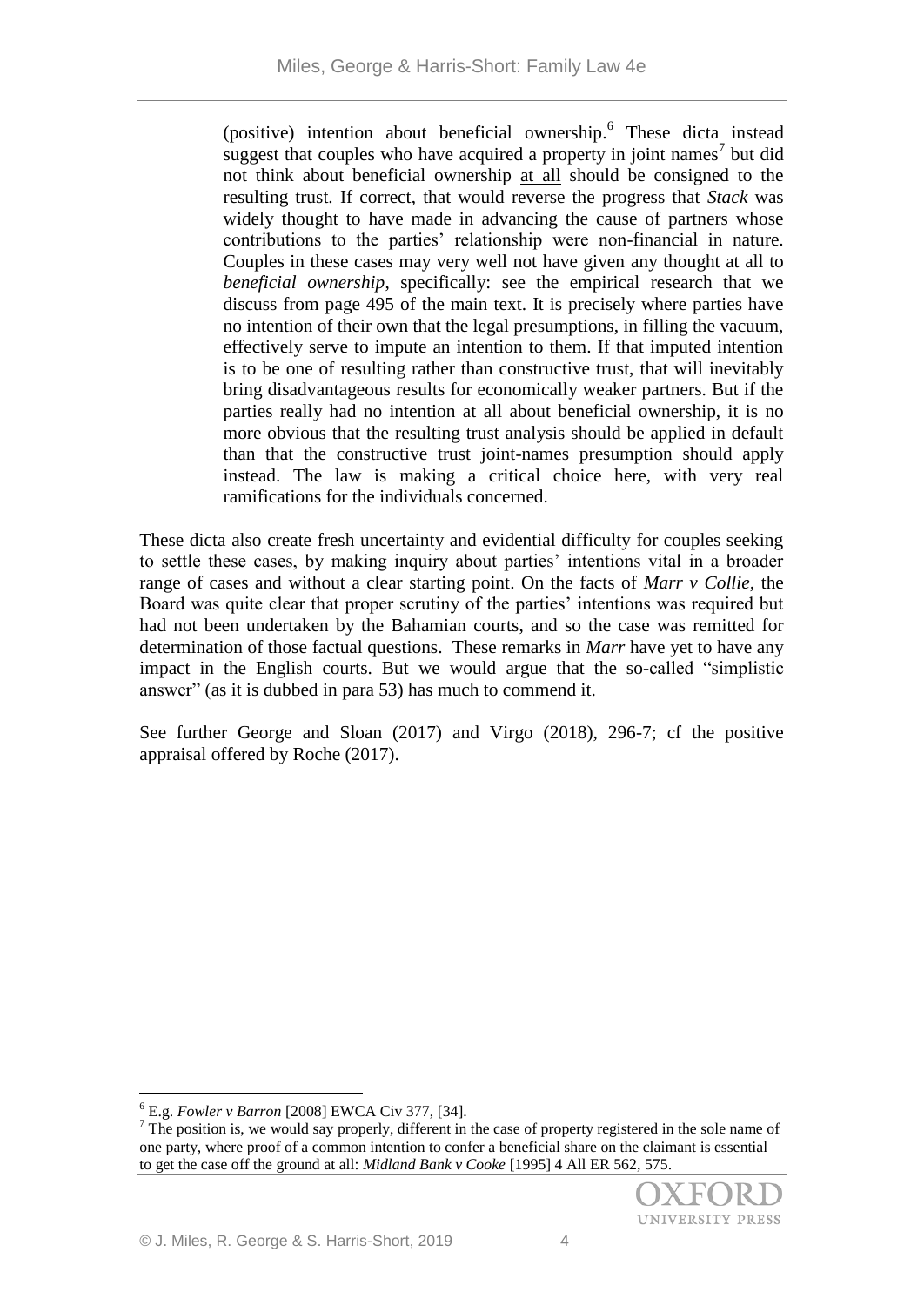> (positive) intention about beneficial ownership.[6] These dicta instead suggest that couples who have acquired a property in joint names[7] but did not think about beneficial ownership <u>at all</u> should be consigned to the resulting trust. If correct, that would reverse the progress that *Stack* was widely thought to have made in advancing the cause of partners whose contributions to the parties' relationship were non-financial in nature. Couples in these cases may very well not have given any thought at all to *beneficial ownership*, specifically: see the empirical research that we discuss from page 495 of the main text. It is precisely where parties have no intention of their own that the legal presumptions, in filling the vacuum, effectively serve to impute an intention to them. If that imputed intention is to be one of resulting rather than constructive trust, that will inevitably bring disadvantageous results for economically weaker partners. But if the parties really had no intention at all about beneficial ownership, it is no more obvious that the resulting trust analysis should be applied in default than that the constructive trust joint-names presumption should apply instead. The law is making a critical choice here, with very real ramifications for the individuals concerned.

These dicta also create fresh uncertainty and evidential difficulty for couples seeking to settle these cases, by making inquiry about parties' intentions vital in a broader range of cases and without a clear starting point. On the facts of *Marr v Collie*, the Board was quite clear that proper scrutiny of the parties' intentions was required but had not been undertaken by the Bahamian courts, and so the case was remitted for determination of those factual questions. These remarks in *Marr* have yet to have any impact in the English courts. But we would argue that the so-called "simplistic answer" (as it is dubbed in para 53) has much to commend it.

See further George and Sloan (2017) and Virgo (2018), 296-7; cf the positive appraisal offered by Roche (2017).

---

[6] E.g. *Fowler v Barron* [2008] EWCA Civ 377, [34].

[7] The position is, we would say properly, different in the case of property registered in the sole name of one party, where proof of a common intention to confer a beneficial share on the claimant is essential to get the case off the ground at all: *Midland Bank v Cooke* [1995] 4 All ER 562, 575.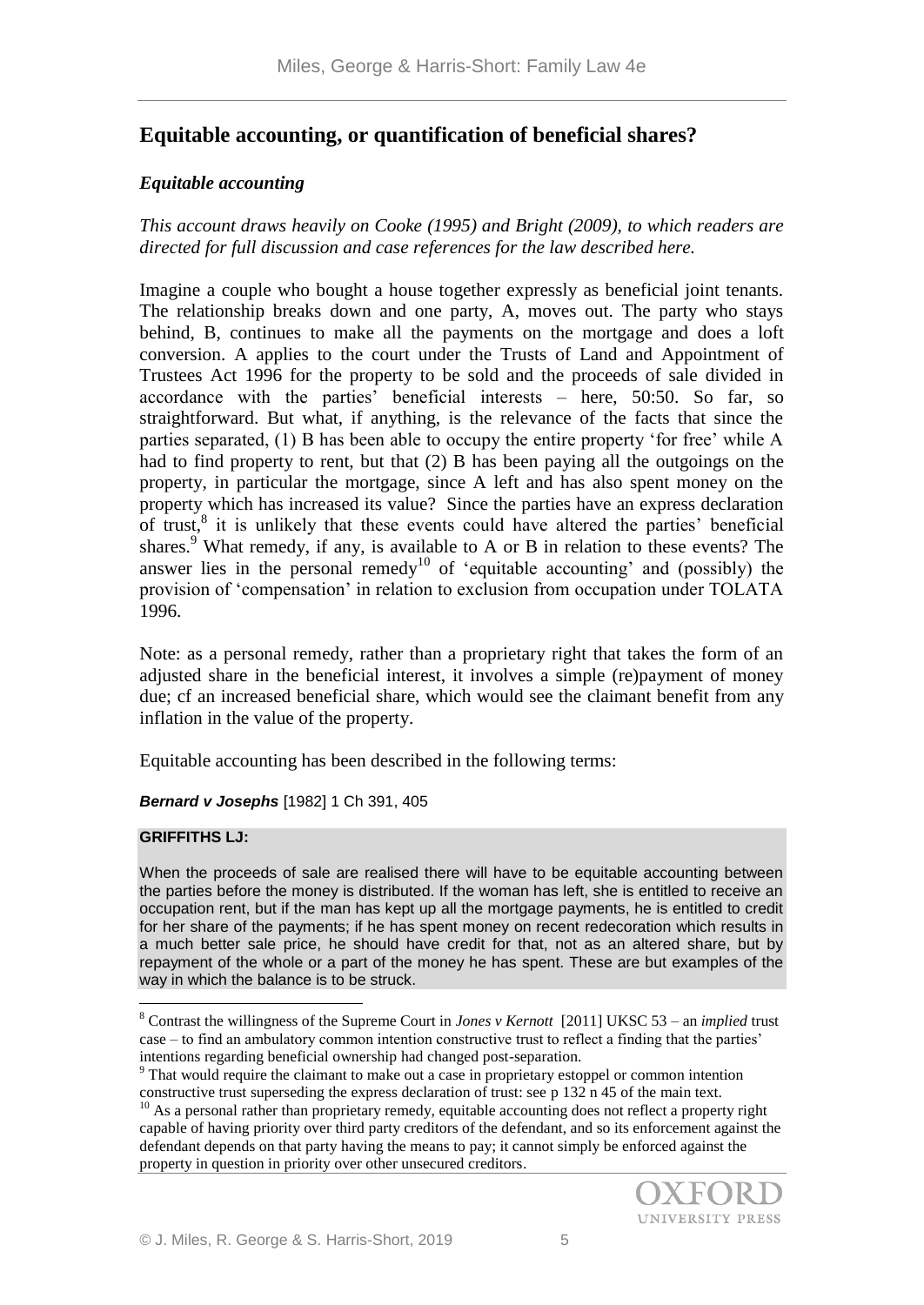## Equitable accounting, or quantification of beneficial shares?

### *Equitable accounting*

*This account draws heavily on Cooke (1995) and Bright (2009), to which readers are directed for full discussion and case references for the law described here.*

Imagine a couple who bought a house together expressly as beneficial joint tenants. The relationship breaks down and one party, A, moves out. The party who stays behind, B, continues to make all the payments on the mortgage and does a loft conversion. A applies to the court under the Trusts of Land and Appointment of Trustees Act 1996 for the property to be sold and the proceeds of sale divided in accordance with the parties' beneficial interests – here, 50:50. So far, so straightforward. But what, if anything, is the relevance of the facts that since the parties separated, (1) B has been able to occupy the entire property 'for free' while A had to find property to rent, but that (2) B has been paying all the outgoings on the property, in particular the mortgage, since A left and has also spent money on the property which has increased its value? Since the parties have an express declaration of trust,[8] it is unlikely that these events could have altered the parties' beneficial shares.[9] What remedy, if any, is available to A or B in relation to these events? The answer lies in the personal remedy[10] of 'equitable accounting' and (possibly) the provision of 'compensation' in relation to exclusion from occupation under TOLATA 1996.

Note: as a personal remedy, rather than a proprietary right that takes the form of an adjusted share in the beneficial interest, it involves a simple (re)payment of money due; cf an increased beneficial share, which would see the claimant benefit from any inflation in the value of the property.

Equitable accounting has been described in the following terms:

***Bernard v Josephs*** [1982] 1 Ch 391, 405

**GRIFFITHS LJ:**

When the proceeds of sale are realised there will have to be equitable accounting between the parties before the money is distributed. If the woman has left, she is entitled to receive an occupation rent, but if the man has kept up all the mortgage payments, he is entitled to credit for her share of the payments; if he has spent money on recent redecoration which results in a much better sale price, he should have credit for that, not as an altered share, but by repayment of the whole or a part of the money he has spent. These are but examples of the way in which the balance is to be struck.

---

[8] Contrast the willingness of the Supreme Court in *Jones v Kernott* [2011] UKSC 53 – an *implied* trust case – to find an ambulatory common intention constructive trust to reflect a finding that the parties' intentions regarding beneficial ownership had changed post-separation.

[9] That would require the claimant to make out a case in proprietary estoppel or common intention constructive trust superseding the express declaration of trust: see p 132 n 45 of the main text.

[10] As a personal rather than proprietary remedy, equitable accounting does not reflect a property right capable of having priority over third party creditors of the defendant, and so its enforcement against the defendant depends on that party having the means to pay; it cannot simply be enforced against the property in question in priority over other unsecured creditors.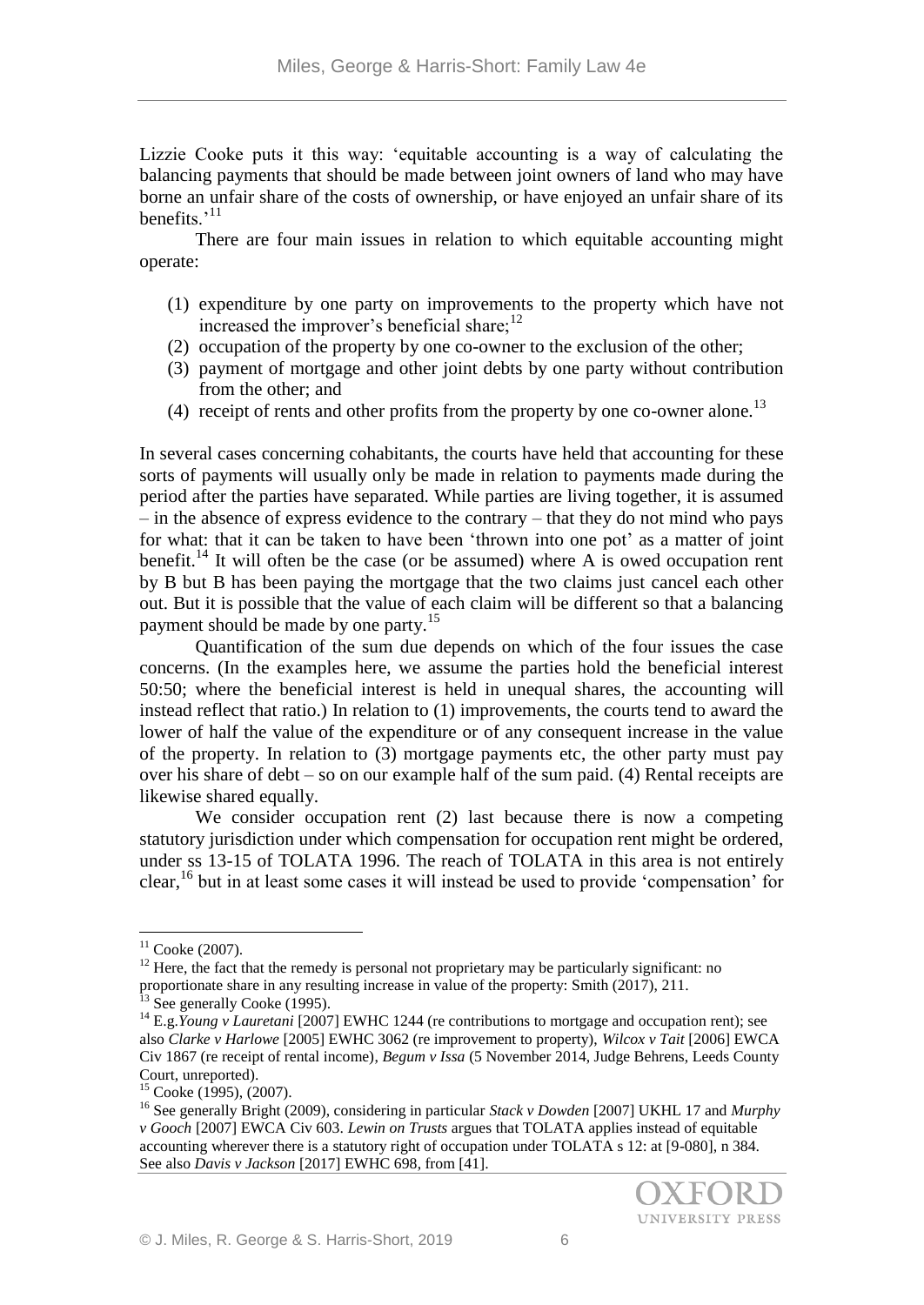Lizzie Cooke puts it this way: 'equitable accounting is a way of calculating the balancing payments that should be made between joint owners of land who may have borne an unfair share of the costs of ownership, or have enjoyed an unfair share of its benefits.'[11]

There are four main issues in relation to which equitable accounting might operate:

(1) expenditure by one party on improvements to the property which have not increased the improver's beneficial share;[12]
(2) occupation of the property by one co-owner to the exclusion of the other;
(3) payment of mortgage and other joint debts by one party without contribution from the other; and
(4) receipt of rents and other profits from the property by one co-owner alone.[13]

In several cases concerning cohabitants, the courts have held that accounting for these sorts of payments will usually only be made in relation to payments made during the period after the parties have separated. While parties are living together, it is assumed – in the absence of express evidence to the contrary – that they do not mind who pays for what: that it can be taken to have been 'thrown into one pot' as a matter of joint benefit.[14] It will often be the case (or be assumed) where A is owed occupation rent by B but B has been paying the mortgage that the two claims just cancel each other out. But it is possible that the value of each claim will be different so that a balancing payment should be made by one party.[15]

Quantification of the sum due depends on which of the four issues the case concerns. (In the examples here, we assume the parties hold the beneficial interest 50:50; where the beneficial interest is held in unequal shares, the accounting will instead reflect that ratio.) In relation to (1) improvements, the courts tend to award the lower of half the value of the expenditure or of any consequent increase in the value of the property. In relation to (3) mortgage payments etc, the other party must pay over his share of debt – so on our example half of the sum paid. (4) Rental receipts are likewise shared equally.

We consider occupation rent (2) last because there is now a competing statutory jurisdiction under which compensation for occupation rent might be ordered, under ss 13-15 of TOLATA 1996. The reach of TOLATA in this area is not entirely clear,[16] but in at least some cases it will instead be used to provide 'compensation' for

---

[11] Cooke (2007).

[12] Here, the fact that the remedy is personal not proprietary may be particularly significant: no proportionate share in any resulting increase in value of the property: Smith (2017), 211.

[13] See generally Cooke (1995).

[14] E.g.*Young v Lauretani* [2007] EWHC 1244 (re contributions to mortgage and occupation rent); see also *Clarke v Harlowe* [2005] EWHC 3062 (re improvement to property), *Wilcox v Tait* [2006] EWCA Civ 1867 (re receipt of rental income), *Begum v Issa* (5 November 2014, Judge Behrens, Leeds County Court, unreported).

[15] Cooke (1995), (2007).

[16] See generally Bright (2009), considering in particular *Stack v Dowden* [2007] UKHL 17 and *Murphy v Gooch* [2007] EWCA Civ 603. *Lewin on Trusts* argues that TOLATA applies instead of equitable accounting wherever there is a statutory right of occupation under TOLATA s 12: at [9-080], n 384. See also *Davis v Jackson* [2017] EWHC 698, from [41].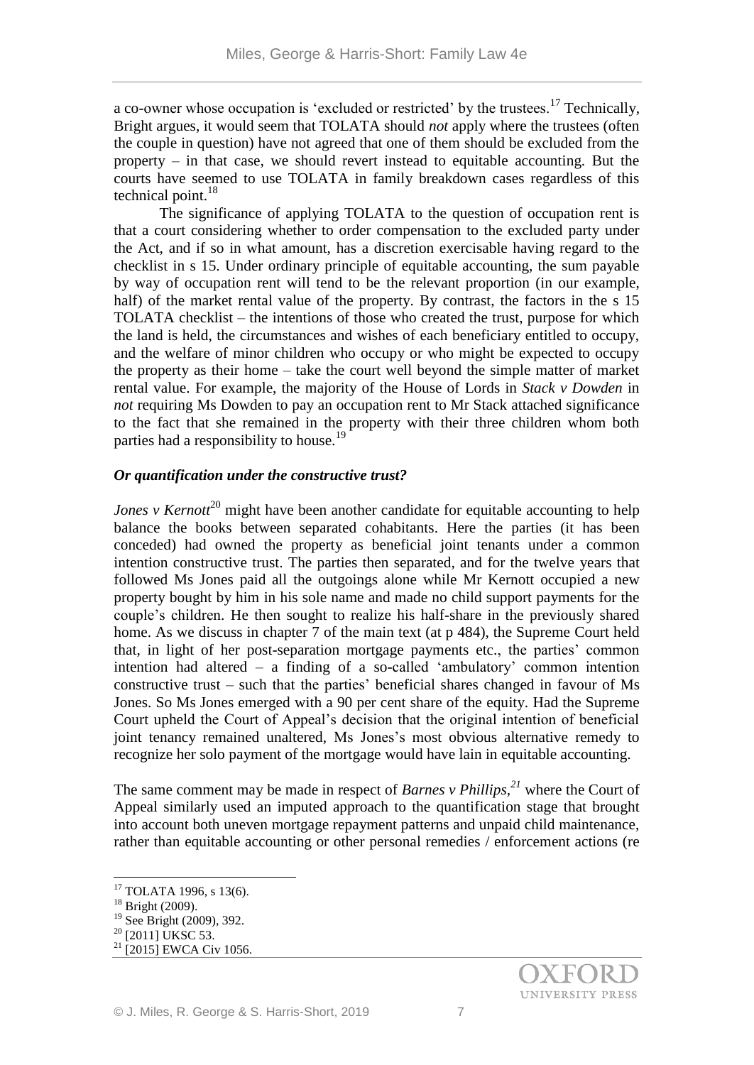a co-owner whose occupation is 'excluded or restricted' by the trustees.[17] Technically, Bright argues, it would seem that TOLATA should *not* apply where the trustees (often the couple in question) have not agreed that one of them should be excluded from the property – in that case, we should revert instead to equitable accounting. But the courts have seemed to use TOLATA in family breakdown cases regardless of this technical point.[18]

The significance of applying TOLATA to the question of occupation rent is that a court considering whether to order compensation to the excluded party under the Act, and if so in what amount, has a discretion exercisable having regard to the checklist in s 15. Under ordinary principle of equitable accounting, the sum payable by way of occupation rent will tend to be the relevant proportion (in our example, half) of the market rental value of the property. By contrast, the factors in the s 15 TOLATA checklist – the intentions of those who created the trust, purpose for which the land is held, the circumstances and wishes of each beneficiary entitled to occupy, and the welfare of minor children who occupy or who might be expected to occupy the property as their home – take the court well beyond the simple matter of market rental value. For example, the majority of the House of Lords in *Stack v Dowden* in *not* requiring Ms Dowden to pay an occupation rent to Mr Stack attached significance to the fact that she remained in the property with their three children whom both parties had a responsibility to house.[19]

### *Or quantification under the constructive trust?*

*Jones v Kernott*[20] might have been another candidate for equitable accounting to help balance the books between separated cohabitants. Here the parties (it has been conceded) had owned the property as beneficial joint tenants under a common intention constructive trust. The parties then separated, and for the twelve years that followed Ms Jones paid all the outgoings alone while Mr Kernott occupied a new property bought by him in his sole name and made no child support payments for the couple's children. He then sought to realize his half-share in the previously shared home. As we discuss in chapter 7 of the main text (at p 484), the Supreme Court held that, in light of her post-separation mortgage payments etc., the parties' common intention had altered – a finding of a so-called 'ambulatory' common intention constructive trust – such that the parties' beneficial shares changed in favour of Ms Jones. So Ms Jones emerged with a 90 per cent share of the equity. Had the Supreme Court upheld the Court of Appeal's decision that the original intention of beneficial joint tenancy remained unaltered, Ms Jones's most obvious alternative remedy to recognize her solo payment of the mortgage would have lain in equitable accounting.

The same comment may be made in respect of *Barnes v Phillips*,[21] where the Court of Appeal similarly used an imputed approach to the quantification stage that brought into account both uneven mortgage repayment patterns and unpaid child maintenance, rather than equitable accounting or other personal remedies / enforcement actions (re

---

[17] TOLATA 1996, s 13(6).

[18] Bright (2009).

[19] See Bright (2009), 392.

[20] [2011] UKSC 53.

[21] [2015] EWCA Civ 1056.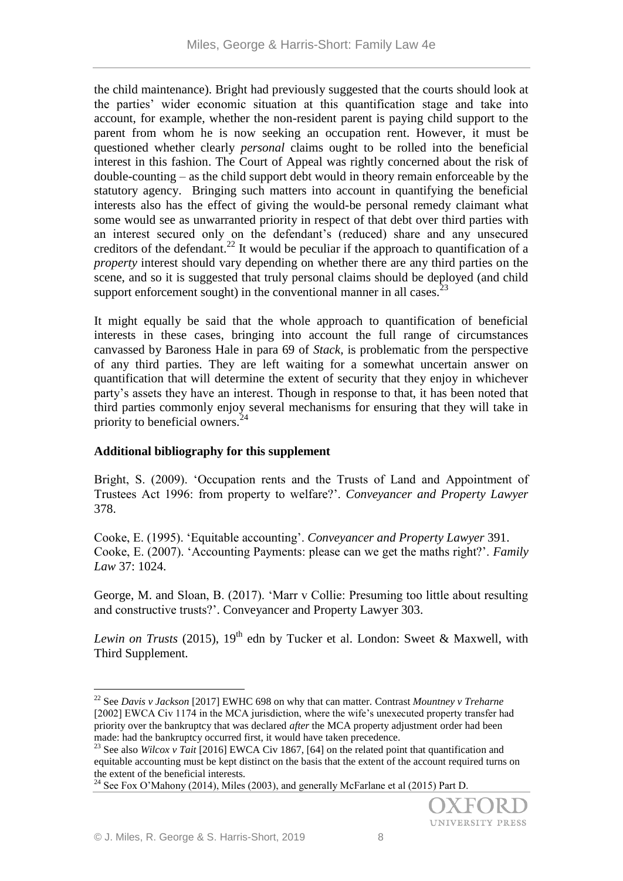the child maintenance). Bright had previously suggested that the courts should look at the parties' wider economic situation at this quantification stage and take into account, for example, whether the non-resident parent is paying child support to the parent from whom he is now seeking an occupation rent. However, it must be questioned whether clearly *personal* claims ought to be rolled into the beneficial interest in this fashion. The Court of Appeal was rightly concerned about the risk of double-counting – as the child support debt would in theory remain enforceable by the statutory agency. Bringing such matters into account in quantifying the beneficial interests also has the effect of giving the would-be personal remedy claimant what some would see as unwarranted priority in respect of that debt over third parties with an interest secured only on the defendant's (reduced) share and any unsecured creditors of the defendant.[22] It would be peculiar if the approach to quantification of a *property* interest should vary depending on whether there are any third parties on the scene, and so it is suggested that truly personal claims should be deployed (and child support enforcement sought) in the conventional manner in all cases.[23]

It might equally be said that the whole approach to quantification of beneficial interests in these cases, bringing into account the full range of circumstances canvassed by Baroness Hale in para 69 of *Stack*, is problematic from the perspective of any third parties. They are left waiting for a somewhat uncertain answer on quantification that will determine the extent of security that they enjoy in whichever party's assets they have an interest. Though in response to that, it has been noted that third parties commonly enjoy several mechanisms for ensuring that they will take in priority to beneficial owners.[24]

**Additional bibliography for this supplement**

Bright, S. (2009). 'Occupation rents and the Trusts of Land and Appointment of Trustees Act 1996: from property to welfare?'. *Conveyancer and Property Lawyer* 378.

Cooke, E. (1995). 'Equitable accounting'. *Conveyancer and Property Lawyer* 391.
Cooke, E. (2007). 'Accounting Payments: please can we get the maths right?'. *Family Law* 37: 1024.

George, M. and Sloan, B. (2017). 'Marr v Collie: Presuming too little about resulting and constructive trusts?'. Conveyancer and Property Lawyer 303.

*Lewin on Trusts* (2015), 19th edn by Tucker et al. London: Sweet & Maxwell, with Third Supplement.

---

[22] See *Davis v Jackson* [2017] EWHC 698 on why that can matter. Contrast *Mountney v Treharne* [2002] EWCA Civ 1174 in the MCA jurisdiction, where the wife's unexecuted property transfer had priority over the bankruptcy that was declared *after* the MCA property adjustment order had been made: had the bankruptcy occurred first, it would have taken precedence.

[23] See also *Wilcox v Tait* [2016] EWCA Civ 1867, [64] on the related point that quantification and equitable accounting must be kept distinct on the basis that the extent of the account required turns on the extent of the beneficial interests.

[24] See Fox O'Mahony (2014), Miles (2003), and generally McFarlane et al (2015) Part D.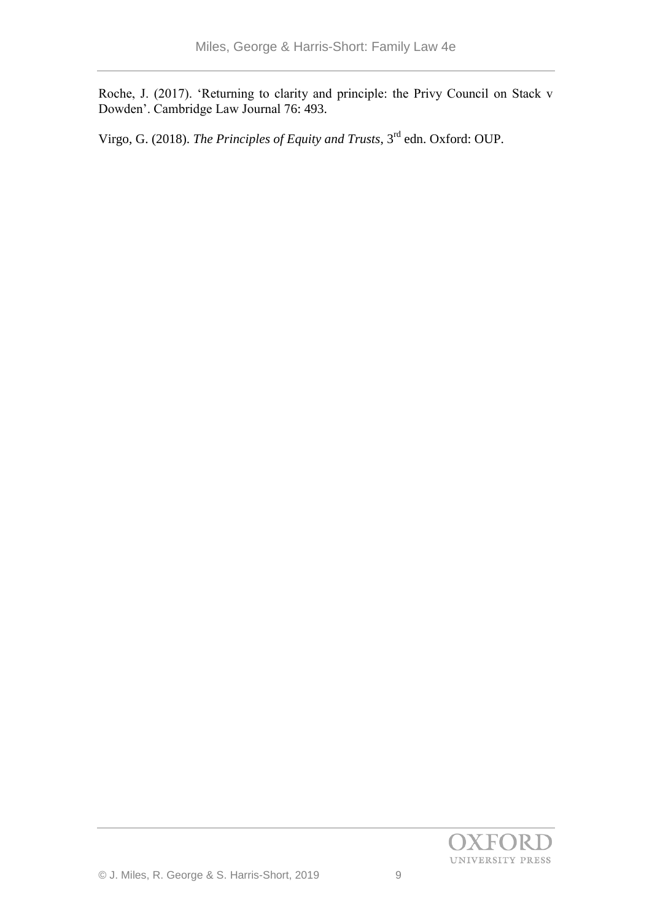Roche, J. (2017). 'Returning to clarity and principle: the Privy Council on Stack v Dowden'. Cambridge Law Journal 76: 493.

Virgo, G. (2018). *The Principles of Equity and Trusts*, 3rd edn. Oxford: OUP.